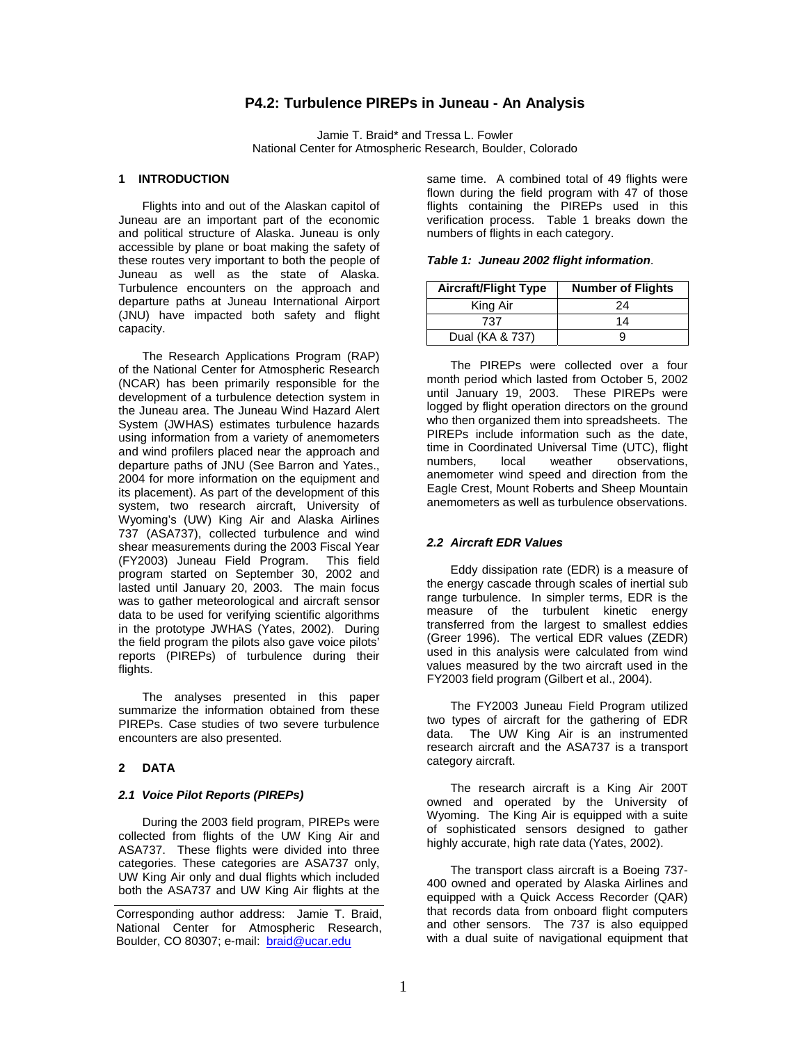# P4.2: Turbulence PIREPs in Juneau - An Analysis

Jamie T. Braid* and Tressa L. Fowler
National Center for Atmospheric Research, Boulder, Colorado

## 1 INTRODUCTION

Flights into and out of the Alaskan capitol of Juneau are an important part of the economic and political structure of Alaska. Juneau is only accessible by plane or boat making the safety of these routes very important to both the people of Juneau as well as the state of Alaska. Turbulence encounters on the approach and departure paths at Juneau International Airport (JNU) have impacted both safety and flight capacity.

The Research Applications Program (RAP) of the National Center for Atmospheric Research (NCAR) has been primarily responsible for the development of a turbulence detection system in the Juneau area. The Juneau Wind Hazard Alert System (JWHAS) estimates turbulence hazards using information from a variety of anemometers and wind profilers placed near the approach and departure paths of JNU (See Barron and Yates., 2004 for more information on the equipment and its placement). As part of the development of this system, two research aircraft, University of Wyoming's (UW) King Air and Alaska Airlines 737 (ASA737), collected turbulence and wind shear measurements during the 2003 Fiscal Year (FY2003) Juneau Field Program. This field program started on September 30, 2002 and lasted until January 20, 2003. The main focus was to gather meteorological and aircraft sensor data to be used for verifying scientific algorithms in the prototype JWHAS (Yates, 2002). During the field program the pilots also gave voice pilots' reports (PIREPs) of turbulence during their flights.

The analyses presented in this paper summarize the information obtained from these PIREPs. Case studies of two severe turbulence encounters are also presented.

## 2 DATA

### *2.1 Voice Pilot Reports (PIREPs)*

During the 2003 field program, PIREPs were collected from flights of the UW King Air and ASA737. These flights were divided into three categories. These categories are ASA737 only, UW King Air only and dual flights which included both the ASA737 and UW King Air flights at the same time. A combined total of 49 flights were flown during the field program with 47 of those flights containing the PIREPs used in this verification process. Table 1 breaks down the numbers of flights in each category.

***Table 1: Juneau 2002 flight information*.**

| Aircraft/Flight Type | Number of Flights |
|---|---|
| King Air | 24 |
| 737 | 14 |
| Dual (KA & 737) | 9 |

The PIREPs were collected over a four month period which lasted from October 5, 2002 until January 19, 2003. These PIREPs were logged by flight operation directors on the ground who then organized them into spreadsheets. The PIREPs include information such as the date, time in Coordinated Universal Time (UTC), flight numbers, local weather observations, anemometer wind speed and direction from the Eagle Crest, Mount Roberts and Sheep Mountain anemometers as well as turbulence observations.

### *2.2 Aircraft EDR Values*

Eddy dissipation rate (EDR) is a measure of the energy cascade through scales of inertial sub range turbulence. In simpler terms, EDR is the measure of the turbulent kinetic energy transferred from the largest to smallest eddies (Greer 1996). The vertical EDR values (ZEDR) used in this analysis were calculated from wind values measured by the two aircraft used in the FY2003 field program (Gilbert et al., 2004).

The FY2003 Juneau Field Program utilized two types of aircraft for the gathering of EDR data. The UW King Air is an instrumented research aircraft and the ASA737 is a transport category aircraft.

The research aircraft is a King Air 200T owned and operated by the University of Wyoming. The King Air is equipped with a suite of sophisticated sensors designed to gather highly accurate, high rate data (Yates, 2002).

The transport class aircraft is a Boeing 737-400 owned and operated by Alaska Airlines and equipped with a Quick Access Recorder (QAR) that records data from onboard flight computers and other sensors. The 737 is also equipped with a dual suite of navigational equipment that

Corresponding author address: Jamie T. Braid, National Center for Atmospheric Research, Boulder, CO 80307; e-mail: braid@ucar.edu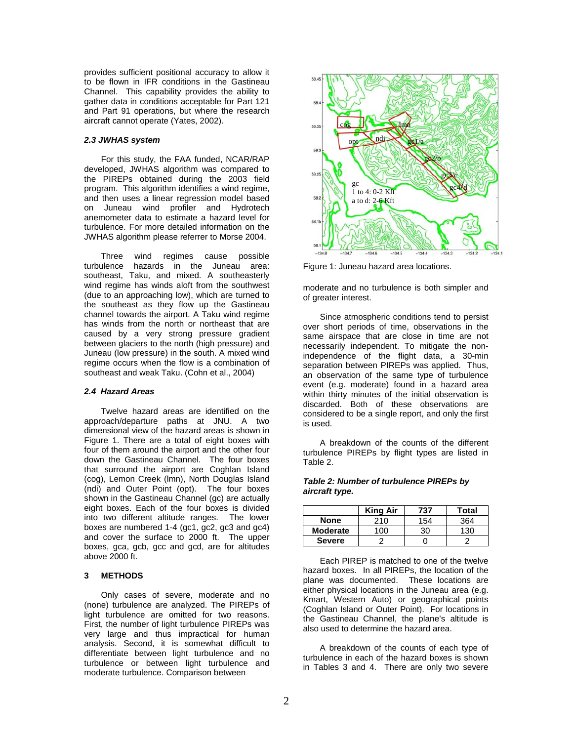provides sufficient positional accuracy to allow it to be flown in IFR conditions in the Gastineau Channel. This capability provides the ability to gather data in conditions acceptable for Part 121 and Part 91 operations, but where the research aircraft cannot operate (Yates, 2002).

### *2.3 JWHAS system*

For this study, the FAA funded, NCAR/RAP developed, JWHAS algorithm was compared to the PIREPs obtained during the 2003 field program. This algorithm identifies a wind regime, and then uses a linear regression model based on Juneau wind profiler and Hydrotech anemometer data to estimate a hazard level for turbulence. For more detailed information on the JWHAS algorithm please referrer to Morse 2004.

Three wind regimes cause possible turbulence hazards in the Juneau area: southeast, Taku, and mixed. A southeasterly wind regime has winds aloft from the southwest (due to an approaching low), which are turned to the southeast as they flow up the Gastineau channel towards the airport. A Taku wind regime has winds from the north or northeast that are caused by a very strong pressure gradient between glaciers to the north (high pressure) and Juneau (low pressure) in the south. A mixed wind regime occurs when the flow is a combination of southeast and weak Taku. (Cohn et al., 2004)

### *2.4 Hazard Areas*

Twelve hazard areas are identified on the approach/departure paths at JNU. A two dimensional view of the hazard areas is shown in Figure 1. There are a total of eight boxes with four of them around the airport and the other four down the Gastineau Channel. The four boxes that surround the airport are Coghlan Island (cog), Lemon Creek (lmn), North Douglas Island (ndi) and Outer Point (opt). The four boxes shown in the Gastineau Channel (gc) are actually eight boxes. Each of the four boxes is divided into two different altitude ranges. The lower boxes are numbered 1-4 (gc1, gc2, gc3 and gc4) and cover the surface to 2000 ft. The upper boxes, gca, gcb, gcc and gcd, are for altitudes above 2000 ft.

## 3 METHODS

Only cases of severe, moderate and no (none) turbulence are analyzed. The PIREPs of light turbulence are omitted for two reasons. First, the number of light turbulence PIREPs was very large and thus impractical for human analysis. Second, it is somewhat difficult to differentiate between light turbulence and no turbulence or between light turbulence and moderate turbulence. Comparison between moderate and no turbulence is both simpler and of greater interest.

Figure 1: Juneau hazard area locations.

Since atmospheric conditions tend to persist over short periods of time, observations in the same airspace that are close in time are not necessarily independent. To mitigate the non-independence of the flight data, a 30-min separation between PIREPs was applied. Thus, an observation of the same type of turbulence event (e.g. moderate) found in a hazard area within thirty minutes of the initial observation is discarded. Both of these observations are considered to be a single report, and only the first is used.

A breakdown of the counts of the different turbulence PIREPs by flight types are listed in Table 2.

***Table 2: Number of turbulence PIREPs by aircraft type.***

| | King Air | 737 | Total |
|---|---|---|---|
| **None** | 210 | 154 | 364 |
| **Moderate** | 100 | 30 | 130 |
| **Severe** | 2 | 0 | 2 |

Each PIREP is matched to one of the twelve hazard boxes. In all PIREPs, the location of the plane was documented. These locations are either physical locations in the Juneau area (e.g. Kmart, Western Auto) or geographical points (Coghlan Island or Outer Point). For locations in the Gastineau Channel, the plane's altitude is also used to determine the hazard area.

A breakdown of the counts of each type of turbulence in each of the hazard boxes is shown in Tables 3 and 4. There are only two severe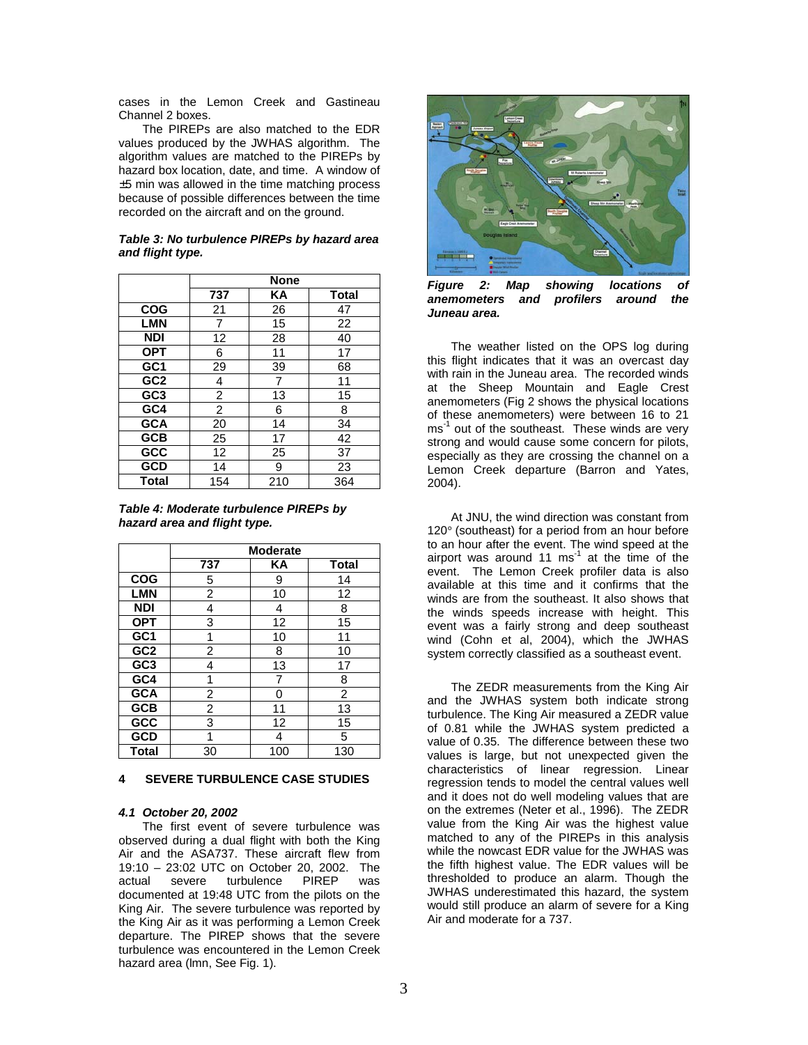cases in the Lemon Creek and Gastineau Channel 2 boxes.

The PIREPs are also matched to the EDR values produced by the JWHAS algorithm. The algorithm values are matched to the PIREPs by hazard box location, date, and time. A window of ±5 min was allowed in the time matching process because of possible differences between the time recorded on the aircraft and on the ground.

***Table 3: No turbulence PIREPs by hazard area and flight type.***

| | None | | |
|---|---|---|---|
| | 737 | KA | Total |
| COG | 21 | 26 | 47 |
| LMN | 7 | 15 | 22 |
| NDI | 12 | 28 | 40 |
| OPT | 6 | 11 | 17 |
| GC1 | 29 | 39 | 68 |
| GC2 | 4 | 7 | 11 |
| GC3 | 2 | 13 | 15 |
| GC4 | 2 | 6 | 8 |
| GCA | 20 | 14 | 34 |
| GCB | 25 | 17 | 42 |
| GCC | 12 | 25 | 37 |
| GCD | 14 | 9 | 23 |
| Total | 154 | 210 | 364 |

***Table 4: Moderate turbulence PIREPs by hazard area and flight type.***

| | Moderate | | |
|---|---|---|---|
| | 737 | KA | Total |
| COG | 5 | 9 | 14 |
| LMN | 2 | 10 | 12 |
| NDI | 4 | 4 | 8 |
| OPT | 3 | 12 | 15 |
| GC1 | 1 | 10 | 11 |
| GC2 | 2 | 8 | 10 |
| GC3 | 4 | 13 | 17 |
| GC4 | 1 | 7 | 8 |
| GCA | 2 | 0 | 2 |
| GCB | 2 | 11 | 13 |
| GCC | 3 | 12 | 15 |
| GCD | 1 | 4 | 5 |
| Total | 30 | 100 | 130 |

## 4 SEVERE TURBULENCE CASE STUDIES

### *4.1 October 20, 2002*

The first event of severe turbulence was observed during a dual flight with both the King Air and the ASA737. These aircraft flew from 19:10 – 23:02 UTC on October 20, 2002. The actual severe turbulence PIREP was documented at 19:48 UTC from the pilots on the King Air. The severe turbulence was reported by the King Air as it was performing a Lemon Creek departure. The PIREP shows that the severe turbulence was encountered in the Lemon Creek hazard area (lmn, See Fig. 1).

***Figure 2: Map showing locations of anemometers and profilers around the Juneau area.***

The weather listed on the OPS log during this flight indicates that it was an overcast day with rain in the Juneau area. The recorded winds at the Sheep Mountain and Eagle Crest anemometers (Fig 2 shows the physical locations of these anemometers) were between 16 to 21 $ms^{-1}$ out of the southeast. These winds are very strong and would cause some concern for pilots, especially as they are crossing the channel on a Lemon Creek departure (Barron and Yates, 2004).

At JNU, the wind direction was constant from 120° (southeast) for a period from an hour before to an hour after the event. The wind speed at the airport was around 11 $ms^{-1}$ at the time of the event. The Lemon Creek profiler data is also available at this time and it confirms that the winds are from the southeast. It also shows that the winds speeds increase with height. This event was a fairly strong and deep southeast wind (Cohn et al, 2004), which the JWHAS system correctly classified as a southeast event.

The ZEDR measurements from the King Air and the JWHAS system both indicate strong turbulence. The King Air measured a ZEDR value of 0.81 while the JWHAS system predicted a value of 0.35. The difference between these two values is large, but not unexpected given the characteristics of linear regression. Linear regression tends to model the central values well and it does not do well modeling values that are on the extremes (Neter et al., 1996). The ZEDR value from the King Air was the highest value matched to any of the PIREPs in this analysis while the nowcast EDR value for the JWHAS was the fifth highest value. The EDR values will be thresholded to produce an alarm. Though the JWHAS underestimated this hazard, the system would still produce an alarm of severe for a King Air and moderate for a 737.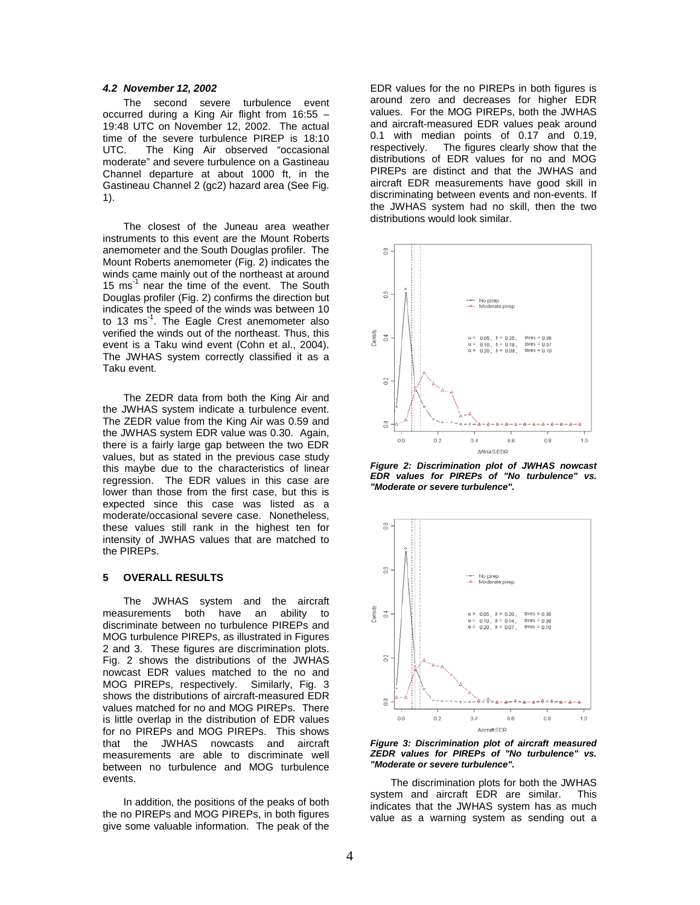### *4.2 November 12, 2002*

The second severe turbulence event occurred during a King Air flight from 16:55 – 19:48 UTC on November 12, 2002. The actual time of the severe turbulence PIREP is 18:10 UTC. The King Air observed "occasional moderate" and severe turbulence on a Gastineau Channel departure at about 1000 ft, in the Gastineau Channel 2 (gc2) hazard area (See Fig. 1).

The closest of the Juneau area weather instruments to this event are the Mount Roberts anemometer and the South Douglas profiler. The Mount Roberts anemometer (Fig. 2) indicates the winds came mainly out of the northeast at around 15 ms$^{-1}$ near the time of the event. The South Douglas profiler (Fig. 2) confirms the direction but indicates the speed of the winds was between 10 to 13 ms$^{-1}$. The Eagle Crest anemometer also verified the winds out of the northeast. Thus, this event is a Taku wind event (Cohn et al., 2004). The JWHAS system correctly classified it as a Taku event.

The ZEDR data from both the King Air and the JWHAS system indicate a turbulence event. The ZEDR value from the King Air was 0.59 and the JWHAS system EDR value was 0.30. Again, there is a fairly large gap between the two EDR values, but as stated in the previous case study this maybe due to the characteristics of linear regression. The EDR values in this case are lower than those from the first case, but this is expected since this case was listed as a moderate/occasional severe case. Nonetheless, these values still rank in the highest ten for intensity of JWHAS values that are matched to the PIREPs.

## 5 OVERALL RESULTS

The JWHAS system and the aircraft measurements both have an ability to discriminate between no turbulence PIREPs and MOG turbulence PIREPs, as illustrated in Figures 2 and 3. These figures are discrimination plots. Fig. 2 shows the distributions of the JWHAS nowcast EDR values matched to the no and MOG PIREPs, respectively. Similarly, Fig. 3 shows the distributions of aircraft-measured EDR values matched for no and MOG PIREPs. There is little overlap in the distribution of EDR values for no PIREPs and MOG PIREPs. This shows that the JWHAS nowcasts and aircraft measurements are able to discriminate well between no turbulence and MOG turbulence events.

In addition, the positions of the peaks of both the no PIREPs and MOG PIREPs, in both figures give some valuable information. The peak of the EDR values for the no PIREPs in both figures is around zero and decreases for higher EDR values. For the MOG PIREPs, both the JWHAS and aircraft-measured EDR values peak around 0.1 with median points of 0.17 and 0.19, respectively. The figures clearly show that the distributions of EDR values for no and MOG PIREPs are distinct and that the JWHAS and aircraft EDR measurements have good skill in discriminating between events and non-events. If the JWHAS system had no skill, then the two distributions would look similar.

***Figure 2: Discrimination plot of JWHAS nowcast EDR values for PIREPs of "No turbulence" vs. "Moderate or severe turbulence".***

***Figure 3: Discrimination plot of aircraft measured ZEDR values for PIREPs of "No turbulence" vs. "Moderate or severe turbulence".***

The discrimination plots for both the JWHAS system and aircraft EDR are similar. This indicates that the JWHAS system has as much value as a warning system as sending out a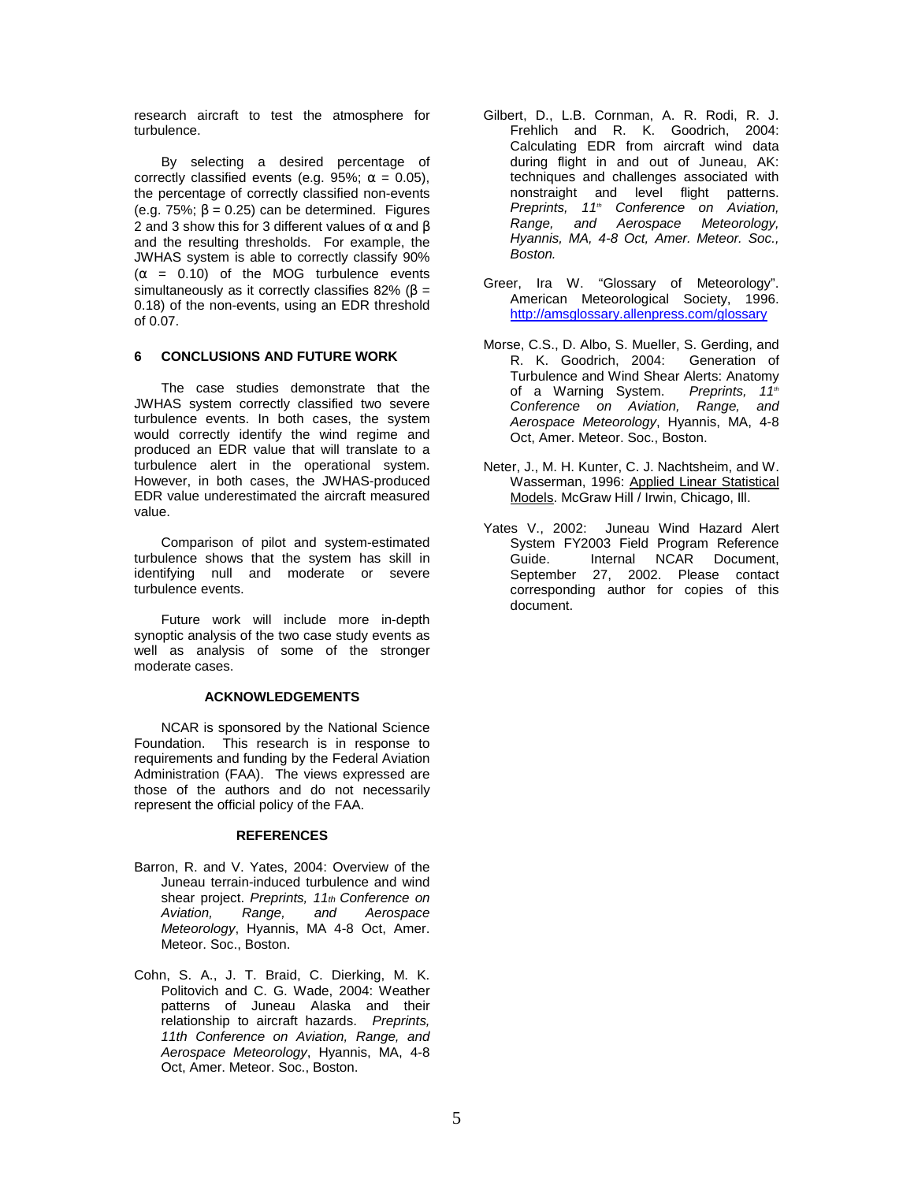research aircraft to test the atmosphere for turbulence.

By selecting a desired percentage of correctly classified events (e.g. 95%; $\alpha = 0.05$), the percentage of correctly classified non-events (e.g. 75%; $\beta = 0.25$) can be determined. Figures 2 and 3 show this for 3 different values of $\alpha$ and $\beta$ and the resulting thresholds. For example, the JWHAS system is able to correctly classify 90% ($\alpha = 0.10$) of the MOG turbulence events simultaneously as it correctly classifies 82% ($\beta = 0.18$) of the non-events, using an EDR threshold of 0.07.

## 6 CONCLUSIONS AND FUTURE WORK

The case studies demonstrate that the JWHAS system correctly classified two severe turbulence events. In both cases, the system would correctly identify the wind regime and produced an EDR value that will translate to a turbulence alert in the operational system. However, in both cases, the JWHAS-produced EDR value underestimated the aircraft measured value.

Comparison of pilot and system-estimated turbulence shows that the system has skill in identifying null and moderate or severe turbulence events.

Future work will include more in-depth synoptic analysis of the two case study events as well as analysis of some of the stronger moderate cases.

## ACKNOWLEDGEMENTS

NCAR is sponsored by the National Science Foundation. This research is in response to requirements and funding by the Federal Aviation Administration (FAA). The views expressed are those of the authors and do not necessarily represent the official policy of the FAA.

## REFERENCES

Barron, R. and V. Yates, 2004: Overview of the Juneau terrain-induced turbulence and wind shear project. *Preprints, 11th Conference on Aviation, Range, and Aerospace Meteorology*, Hyannis, MA 4-8 Oct, Amer. Meteor. Soc., Boston.

Cohn, S. A., J. T. Braid, C. Dierking, M. K. Politovich and C. G. Wade, 2004: Weather patterns of Juneau Alaska and their relationship to aircraft hazards. *Preprints, 11th Conference on Aviation, Range, and Aerospace Meteorology*, Hyannis, MA, 4-8 Oct, Amer. Meteor. Soc., Boston.

Gilbert, D., L.B. Cornman, A. R. Rodi, R. J. Frehlich and R. K. Goodrich, 2004: Calculating EDR from aircraft wind data during flight in and out of Juneau, AK: techniques and challenges associated with nonstraight and level flight patterns. *Preprints, 11th Conference on Aviation, Range, and Aerospace Meteorology, Hyannis, MA, 4-8 Oct, Amer. Meteor. Soc., Boston.*

Greer, Ira W. "Glossary of Meteorology". American Meteorological Society, 1996. http://amsglossary.allenpress.com/glossary

Morse, C.S., D. Albo, S. Mueller, S. Gerding, and R. K. Goodrich, 2004: Generation of Turbulence and Wind Shear Alerts: Anatomy of a Warning System. *Preprints, 11th Conference on Aviation, Range, and Aerospace Meteorology*, Hyannis, MA, 4-8 Oct, Amer. Meteor. Soc., Boston.

Neter, J., M. H. Kunter, C. J. Nachtsheim, and W. Wasserman, 1996: Applied Linear Statistical Models. McGraw Hill / Irwin, Chicago, Ill.

Yates V., 2002: Juneau Wind Hazard Alert System FY2003 Field Program Reference Guide. Internal NCAR Document, September 27, 2002. Please contact corresponding author for copies of this document.